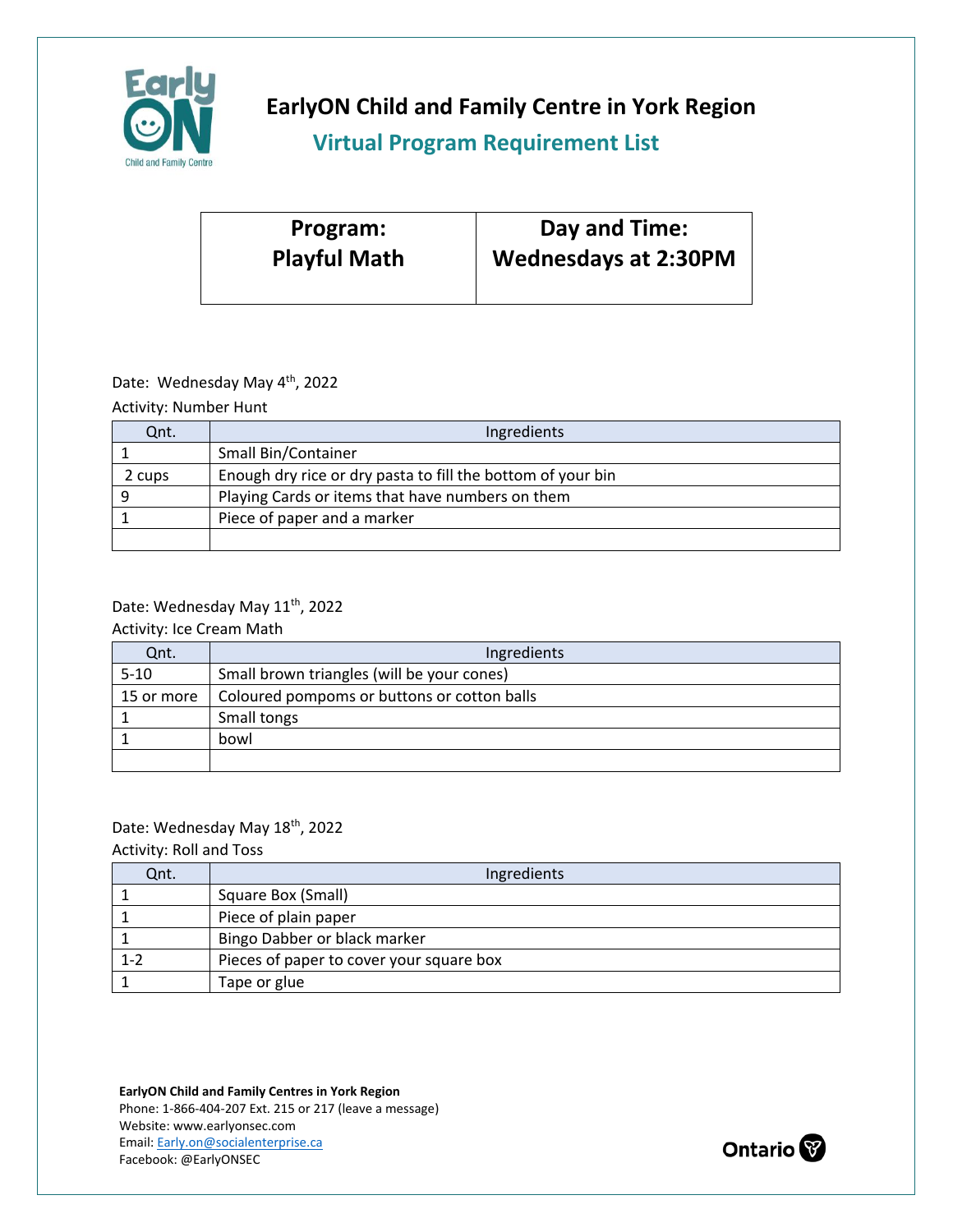# EarlyON Child and Family Centre in York Region

## Virtual Program Requirement List

| Program: Playful Math | Day and Time: Wednesdays at 2:30PM |
|---|---|

Date: Wednesday May 4th, 2022

Activity: Number Hunt

| Qnt. | Ingredients |
|---|---|
| 1 | Small Bin/Container |
| 2 cups | Enough dry rice or dry pasta to fill the bottom of your bin |
| 9 | Playing Cards or items that have numbers on them |
| 1 | Piece of paper and a marker |
| | |

Date: Wednesday May 11th, 2022

Activity: Ice Cream Math

| Qnt. | Ingredients |
|---|---|
| 5-10 | Small brown triangles (will be your cones) |
| 15 or more | Coloured pompoms or buttons or cotton balls |
| 1 | Small tongs |
| 1 | bowl |
| | |

Date: Wednesday May 18th, 2022

Activity: Roll and Toss

| Qnt. | Ingredients |
|---|---|
| 1 | Square Box (Small) |
| 1 | Piece of plain paper |
| 1 | Bingo Dabber or black marker |
| 1-2 | Pieces of paper to cover your square box |
| 1 | Tape or glue |

**EarlyON Child and Family Centres in York Region**
Phone: 1-866-404-207 Ext. 215 or 217 (leave a message)
Website: www.earlyonsec.com
Email: Early.on@socialenterprise.ca
Facebook: @EarlyONSEC

Ontario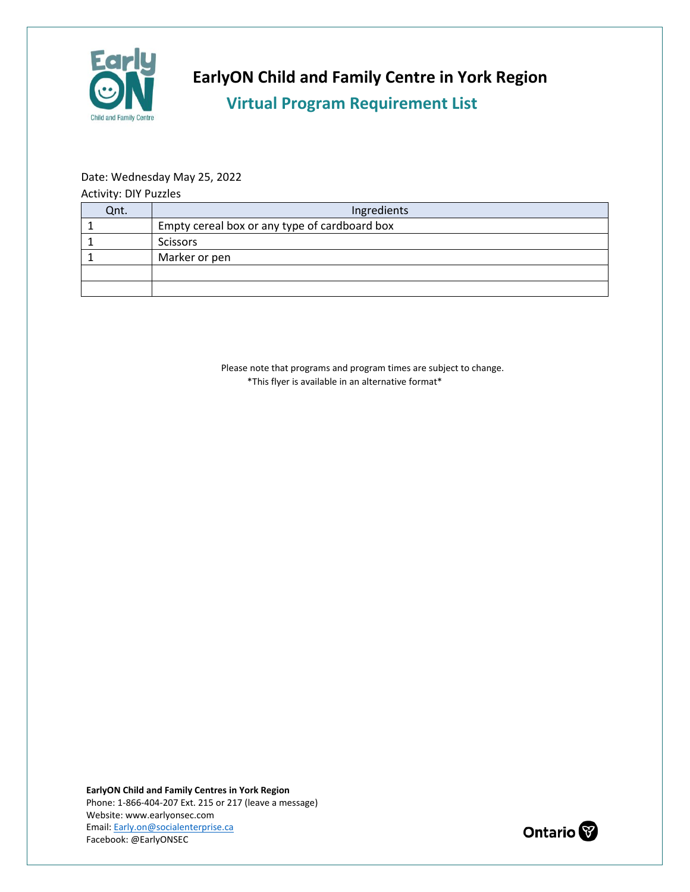# EarlyON Child and Family Centre in York Region

## Virtual Program Requirement List

Date: Wednesday May 25, 2022

Activity: DIY Puzzles

| Qnt. | Ingredients |
|---|---|
| 1 | Empty cereal box or any type of cardboard box |
| 1 | Scissors |
| 1 | Marker or pen |
| | |
| | |

Please note that programs and program times are subject to change.

*This flyer is available in an alternative format*

**EarlyON Child and Family Centres in York Region**
Phone: 1-866-404-207 Ext. 215 or 217 (leave a message)
Website: www.earlyonsec.com
Email: Early.on@socialenterprise.ca
Facebook: @EarlyONSEC

Ontario